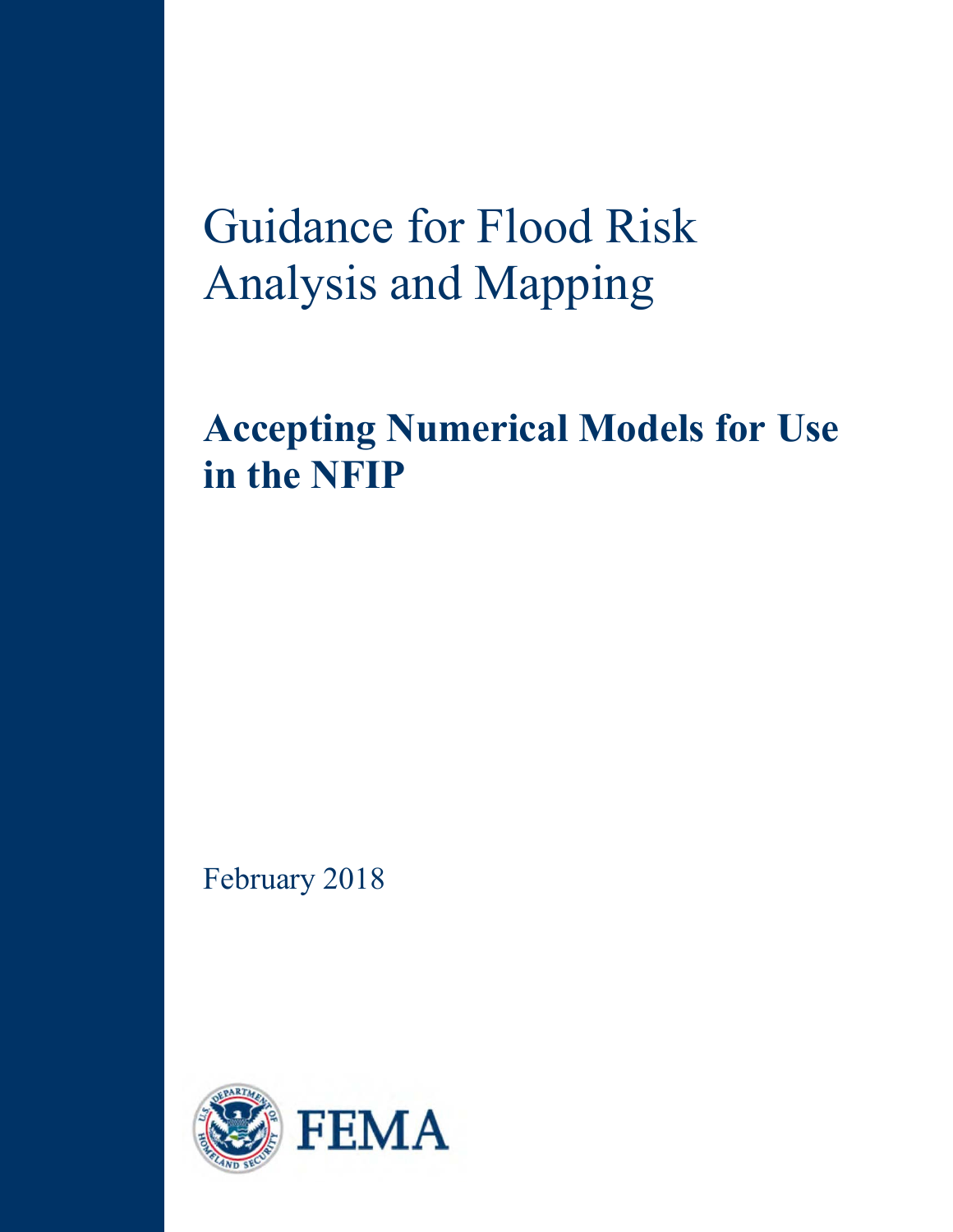# Guidance for Flood Risk Analysis and Mapping

## Accepting Numerical Models for Use in the NFIP

February 2018

FEMA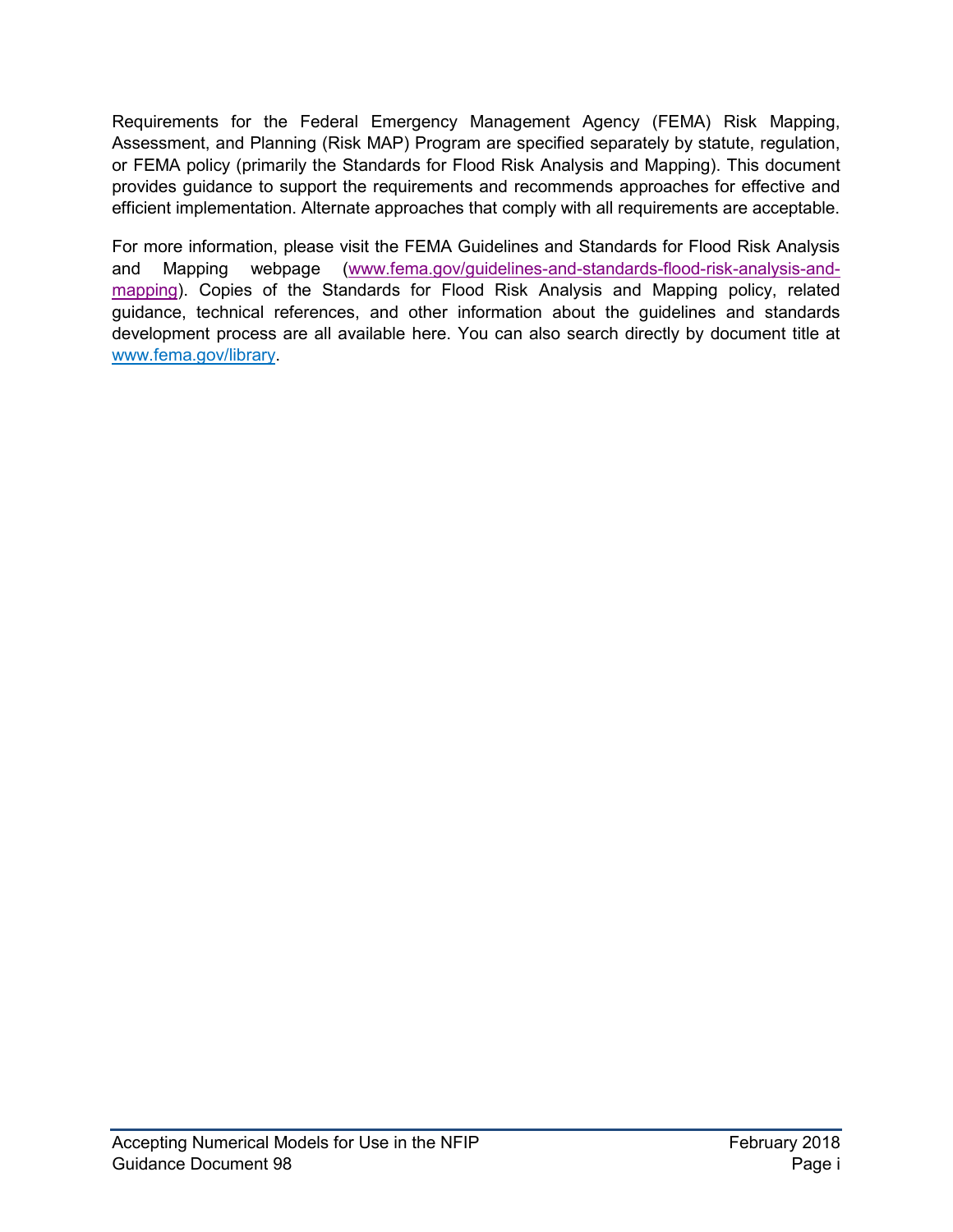Requirements for the Federal Emergency Management Agency (FEMA) Risk Mapping, Assessment, and Planning (Risk MAP) Program are specified separately by statute, regulation, or FEMA policy (primarily the Standards for Flood Risk Analysis and Mapping). This document provides guidance to support the requirements and recommends approaches for effective and efficient implementation. Alternate approaches that comply with all requirements are acceptable.

For more information, please visit the FEMA Guidelines and Standards for Flood Risk Analysis and Mapping webpage (www.fema.gov/guidelines-and-standards-flood-risk-analysis-and-mapping). Copies of the Standards for Flood Risk Analysis and Mapping policy, related guidance, technical references, and other information about the guidelines and standards development process are all available here. You can also search directly by document title at www.fema.gov/library.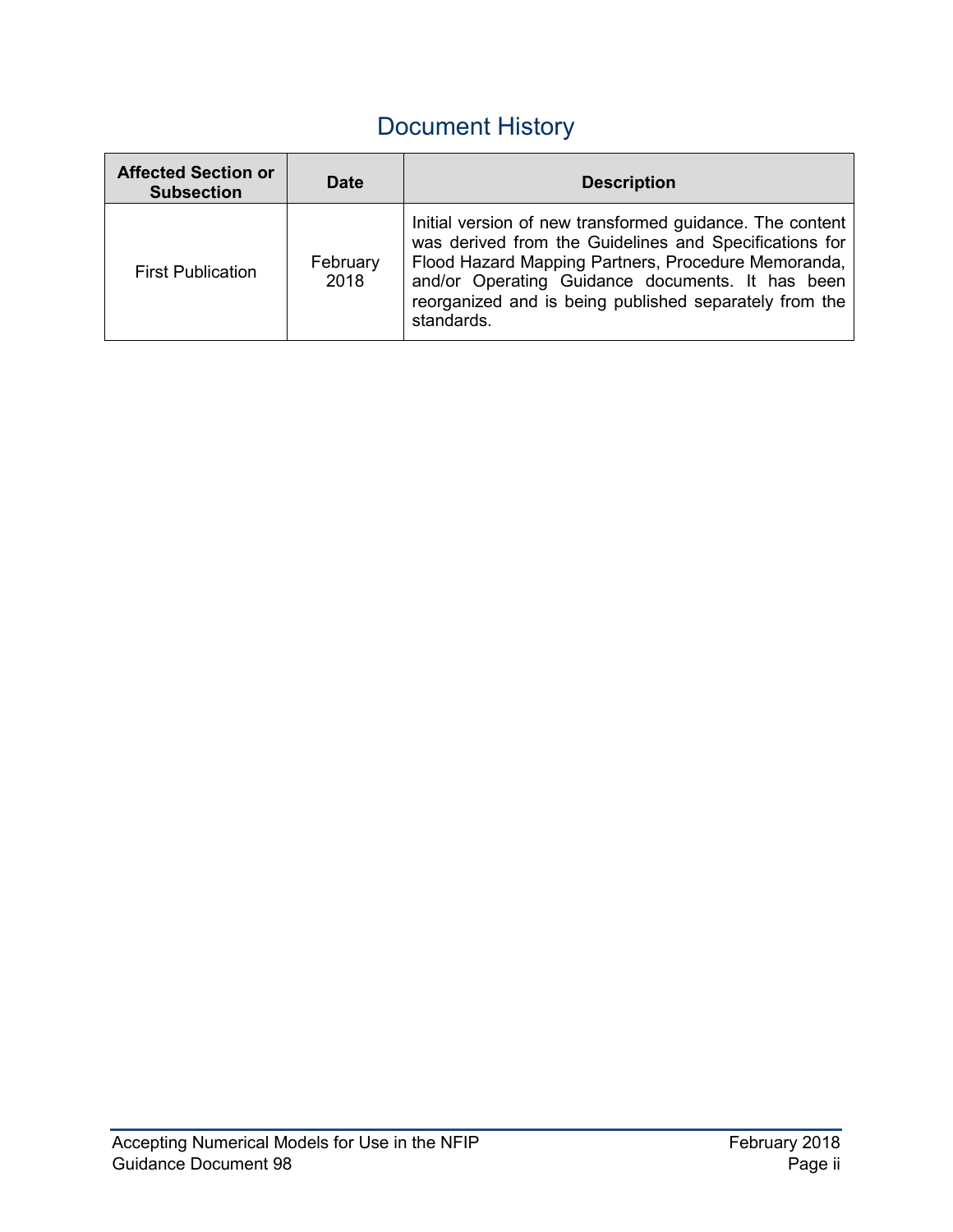# Document History

| Affected Section or Subsection | Date | Description |
| --- | --- | --- |
| First Publication | February 2018 | Initial version of new transformed guidance. The content was derived from the Guidelines and Specifications for Flood Hazard Mapping Partners, Procedure Memoranda, and/or Operating Guidance documents. It has been reorganized and is being published separately from the standards. |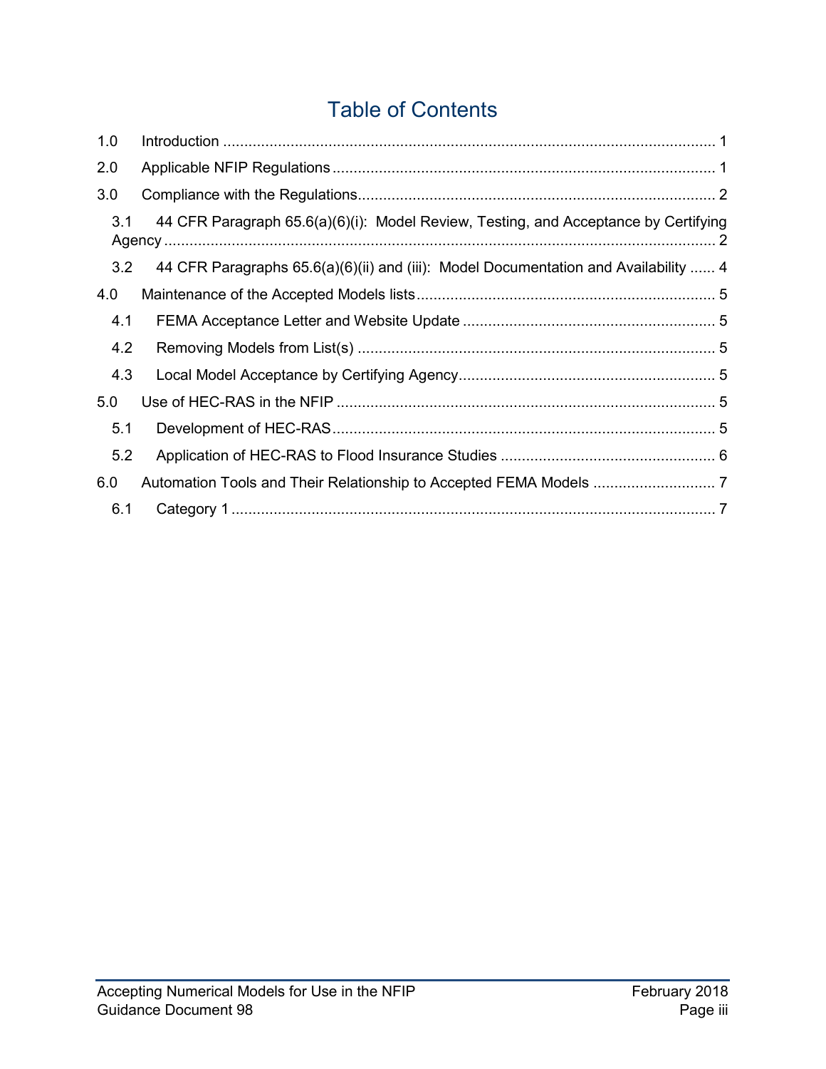# Table of Contents

1.0 Introduction ..................................................................................................................... 1

2.0 Applicable NFIP Regulations ........................................................................................... 1

3.0 Compliance with the Regulations ..................................................................................... 2

- 3.1 44 CFR Paragraph 65.6(a)(6)(i): Model Review, Testing, and Acceptance by Certifying Agency ..................................................................................................................... 2
- 3.2 44 CFR Paragraphs 65.6(a)(6)(ii) and (iii): Model Documentation and Availability ...... 4

4.0 Maintenance of the Accepted Models lists ....................................................................... 5

- 4.1 FEMA Acceptance Letter and Website Update ............................................................ 5
- 4.2 Removing Models from List(s) ..................................................................................... 5
- 4.3 Local Model Acceptance by Certifying Agency ............................................................. 5

5.0 Use of HEC-RAS in the NFIP .......................................................................................... 5

- 5.1 Development of HEC-RAS .......................................................................................... 5
- 5.2 Application of HEC-RAS to Flood Insurance Studies ................................................... 6

6.0 Automation Tools and Their Relationship to Accepted FEMA Models ............................. 7

- 6.1 Category 1 ................................................................................................................... 7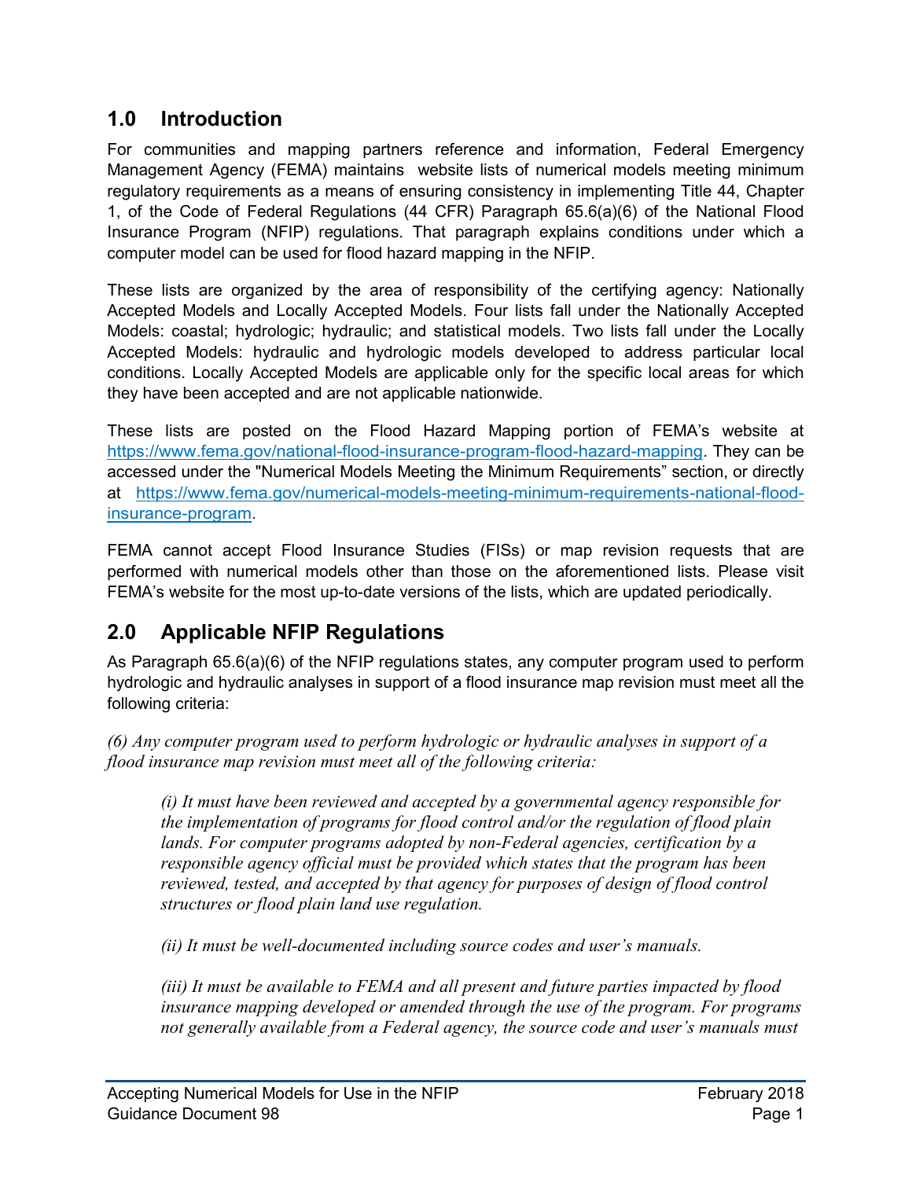## 1.0 Introduction

For communities and mapping partners reference and information, Federal Emergency Management Agency (FEMA) maintains website lists of numerical models meeting minimum regulatory requirements as a means of ensuring consistency in implementing Title 44, Chapter 1, of the Code of Federal Regulations (44 CFR) Paragraph 65.6(a)(6) of the National Flood Insurance Program (NFIP) regulations. That paragraph explains conditions under which a computer model can be used for flood hazard mapping in the NFIP.

These lists are organized by the area of responsibility of the certifying agency: Nationally Accepted Models and Locally Accepted Models. Four lists fall under the Nationally Accepted Models: coastal; hydrologic; hydraulic; and statistical models. Two lists fall under the Locally Accepted Models: hydraulic and hydrologic models developed to address particular local conditions. Locally Accepted Models are applicable only for the specific local areas for which they have been accepted and are not applicable nationwide.

These lists are posted on the Flood Hazard Mapping portion of FEMA's website at https://www.fema.gov/national-flood-insurance-program-flood-hazard-mapping. They can be accessed under the "Numerical Models Meeting the Minimum Requirements" section, or directly at https://www.fema.gov/numerical-models-meeting-minimum-requirements-national-flood-insurance-program.

FEMA cannot accept Flood Insurance Studies (FISs) or map revision requests that are performed with numerical models other than those on the aforementioned lists. Please visit FEMA's website for the most up-to-date versions of the lists, which are updated periodically.

## 2.0 Applicable NFIP Regulations

As Paragraph 65.6(a)(6) of the NFIP regulations states, any computer program used to perform hydrologic and hydraulic analyses in support of a flood insurance map revision must meet all the following criteria:

*(6) Any computer program used to perform hydrologic or hydraulic analyses in support of a flood insurance map revision must meet all of the following criteria:*

> *(i) It must have been reviewed and accepted by a governmental agency responsible for the implementation of programs for flood control and/or the regulation of flood plain lands. For computer programs adopted by non-Federal agencies, certification by a responsible agency official must be provided which states that the program has been reviewed, tested, and accepted by that agency for purposes of design of flood control structures or flood plain land use regulation.*
>
> *(ii) It must be well-documented including source codes and user's manuals.*
>
> *(iii) It must be available to FEMA and all present and future parties impacted by flood insurance mapping developed or amended through the use of the program. For programs not generally available from a Federal agency, the source code and user's manuals must*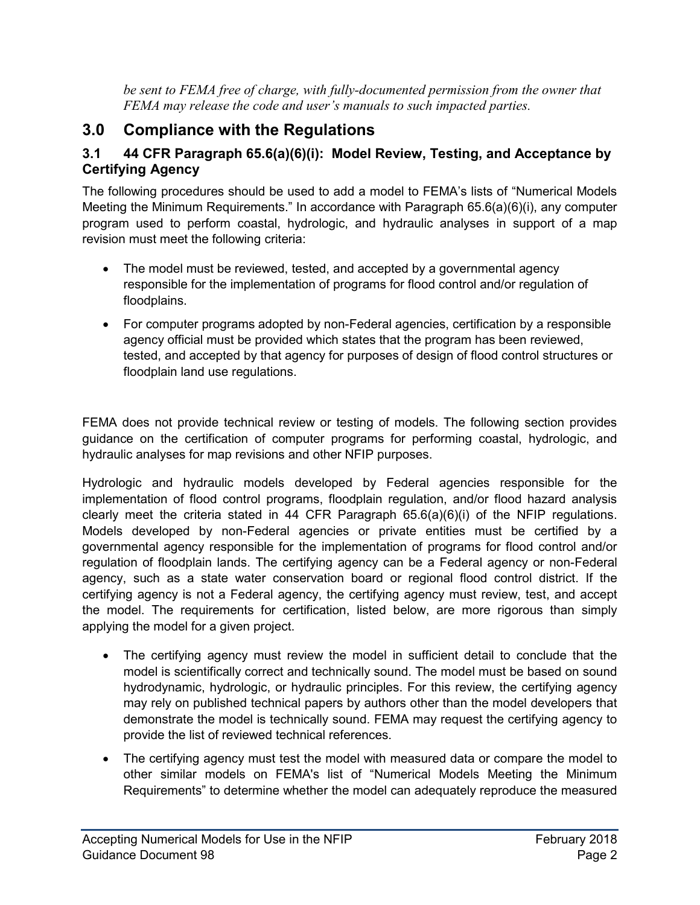*be sent to FEMA free of charge, with fully-documented permission from the owner that FEMA may release the code and user's manuals to such impacted parties.*

## 3.0 Compliance with the Regulations

### 3.1 44 CFR Paragraph 65.6(a)(6)(i): Model Review, Testing, and Acceptance by Certifying Agency

The following procedures should be used to add a model to FEMA's lists of "Numerical Models Meeting the Minimum Requirements." In accordance with Paragraph 65.6(a)(6)(i), any computer program used to perform coastal, hydrologic, and hydraulic analyses in support of a map revision must meet the following criteria:

- The model must be reviewed, tested, and accepted by a governmental agency responsible for the implementation of programs for flood control and/or regulation of floodplains.
- For computer programs adopted by non-Federal agencies, certification by a responsible agency official must be provided which states that the program has been reviewed, tested, and accepted by that agency for purposes of design of flood control structures or floodplain land use regulations.

FEMA does not provide technical review or testing of models. The following section provides guidance on the certification of computer programs for performing coastal, hydrologic, and hydraulic analyses for map revisions and other NFIP purposes.

Hydrologic and hydraulic models developed by Federal agencies responsible for the implementation of flood control programs, floodplain regulation, and/or flood hazard analysis clearly meet the criteria stated in 44 CFR Paragraph 65.6(a)(6)(i) of the NFIP regulations. Models developed by non-Federal agencies or private entities must be certified by a governmental agency responsible for the implementation of programs for flood control and/or regulation of floodplain lands. The certifying agency can be a Federal agency or non-Federal agency, such as a state water conservation board or regional flood control district. If the certifying agency is not a Federal agency, the certifying agency must review, test, and accept the model. The requirements for certification, listed below, are more rigorous than simply applying the model for a given project.

- The certifying agency must review the model in sufficient detail to conclude that the model is scientifically correct and technically sound. The model must be based on sound hydrodynamic, hydrologic, or hydraulic principles. For this review, the certifying agency may rely on published technical papers by authors other than the model developers that demonstrate the model is technically sound. FEMA may request the certifying agency to provide the list of reviewed technical references.
- The certifying agency must test the model with measured data or compare the model to other similar models on FEMA's list of "Numerical Models Meeting the Minimum Requirements" to determine whether the model can adequately reproduce the measured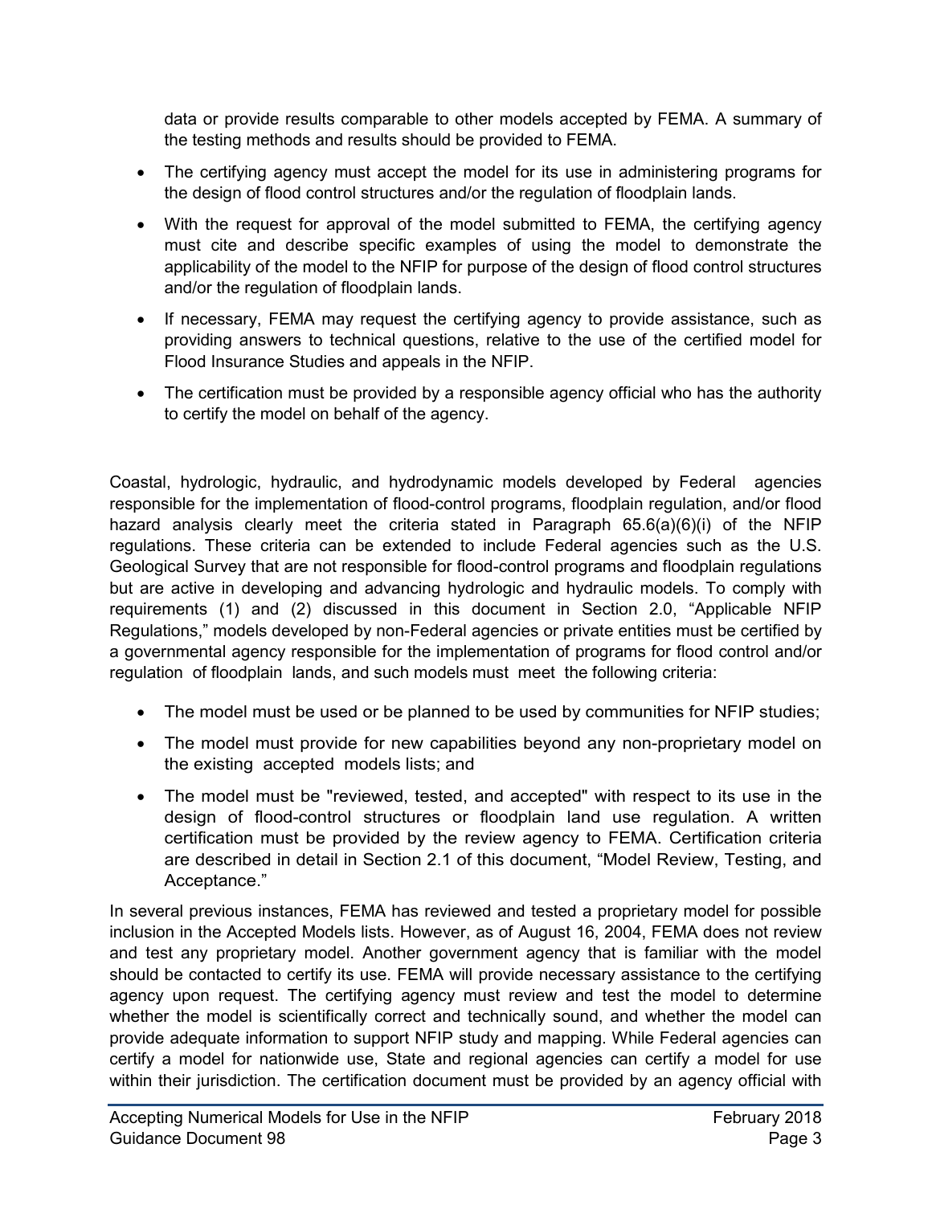data or provide results comparable to other models accepted by FEMA. A summary of the testing methods and results should be provided to FEMA.

- The certifying agency must accept the model for its use in administering programs for the design of flood control structures and/or the regulation of floodplain lands.
- With the request for approval of the model submitted to FEMA, the certifying agency must cite and describe specific examples of using the model to demonstrate the applicability of the model to the NFIP for purpose of the design of flood control structures and/or the regulation of floodplain lands.
- If necessary, FEMA may request the certifying agency to provide assistance, such as providing answers to technical questions, relative to the use of the certified model for Flood Insurance Studies and appeals in the NFIP.
- The certification must be provided by a responsible agency official who has the authority to certify the model on behalf of the agency.

Coastal, hydrologic, hydraulic, and hydrodynamic models developed by Federal agencies responsible for the implementation of flood-control programs, floodplain regulation, and/or flood hazard analysis clearly meet the criteria stated in Paragraph 65.6(a)(6)(i) of the NFIP regulations. These criteria can be extended to include Federal agencies such as the U.S. Geological Survey that are not responsible for flood-control programs and floodplain regulations but are active in developing and advancing hydrologic and hydraulic models. To comply with requirements (1) and (2) discussed in this document in Section 2.0, "Applicable NFIP Regulations," models developed by non-Federal agencies or private entities must be certified by a governmental agency responsible for the implementation of programs for flood control and/or regulation of floodplain lands, and such models must meet the following criteria:

- The model must be used or be planned to be used by communities for NFIP studies;
- The model must provide for new capabilities beyond any non-proprietary model on the existing accepted models lists; and
- The model must be "reviewed, tested, and accepted" with respect to its use in the design of flood-control structures or floodplain land use regulation. A written certification must be provided by the review agency to FEMA. Certification criteria are described in detail in Section 2.1 of this document, "Model Review, Testing, and Acceptance."

In several previous instances, FEMA has reviewed and tested a proprietary model for possible inclusion in the Accepted Models lists. However, as of August 16, 2004, FEMA does not review and test any proprietary model. Another government agency that is familiar with the model should be contacted to certify its use. FEMA will provide necessary assistance to the certifying agency upon request. The certifying agency must review and test the model to determine whether the model is scientifically correct and technically sound, and whether the model can provide adequate information to support NFIP study and mapping. While Federal agencies can certify a model for nationwide use, State and regional agencies can certify a model for use within their jurisdiction. The certification document must be provided by an agency official with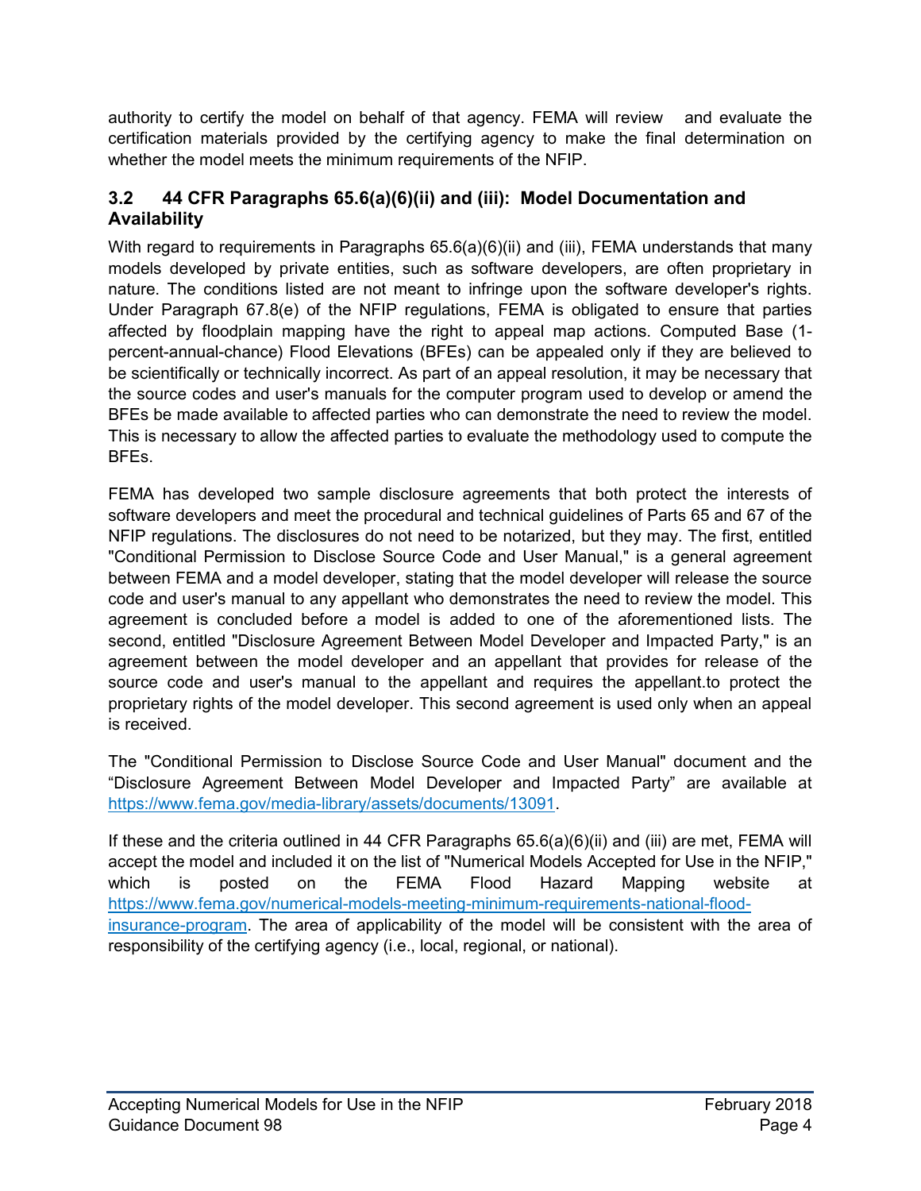authority to certify the model on behalf of that agency. FEMA will review and evaluate the certification materials provided by the certifying agency to make the final determination on whether the model meets the minimum requirements of the NFIP.

## 3.2 44 CFR Paragraphs 65.6(a)(6)(ii) and (iii): Model Documentation and Availability

With regard to requirements in Paragraphs 65.6(a)(6)(ii) and (iii), FEMA understands that many models developed by private entities, such as software developers, are often proprietary in nature. The conditions listed are not meant to infringe upon the software developer's rights. Under Paragraph 67.8(e) of the NFIP regulations, FEMA is obligated to ensure that parties affected by floodplain mapping have the right to appeal map actions. Computed Base (1-percent-annual-chance) Flood Elevations (BFEs) can be appealed only if they are believed to be scientifically or technically incorrect. As part of an appeal resolution, it may be necessary that the source codes and user's manuals for the computer program used to develop or amend the BFEs be made available to affected parties who can demonstrate the need to review the model. This is necessary to allow the affected parties to evaluate the methodology used to compute the BFEs.

FEMA has developed two sample disclosure agreements that both protect the interests of software developers and meet the procedural and technical guidelines of Parts 65 and 67 of the NFIP regulations. The disclosures do not need to be notarized, but they may. The first, entitled "Conditional Permission to Disclose Source Code and User Manual," is a general agreement between FEMA and a model developer, stating that the model developer will release the source code and user's manual to any appellant who demonstrates the need to review the model. This agreement is concluded before a model is added to one of the aforementioned lists. The second, entitled "Disclosure Agreement Between Model Developer and Impacted Party," is an agreement between the model developer and an appellant that provides for release of the source code and user's manual to the appellant and requires the appellant.to protect the proprietary rights of the model developer. This second agreement is used only when an appeal is received.

The "Conditional Permission to Disclose Source Code and User Manual" document and the "Disclosure Agreement Between Model Developer and Impacted Party" are available at https://www.fema.gov/media-library/assets/documents/13091.

If these and the criteria outlined in 44 CFR Paragraphs 65.6(a)(6)(ii) and (iii) are met, FEMA will accept the model and included it on the list of "Numerical Models Accepted for Use in the NFIP," which is posted on the FEMA Flood Hazard Mapping website at https://www.fema.gov/numerical-models-meeting-minimum-requirements-national-flood-insurance-program. The area of applicability of the model will be consistent with the area of responsibility of the certifying agency (i.e., local, regional, or national).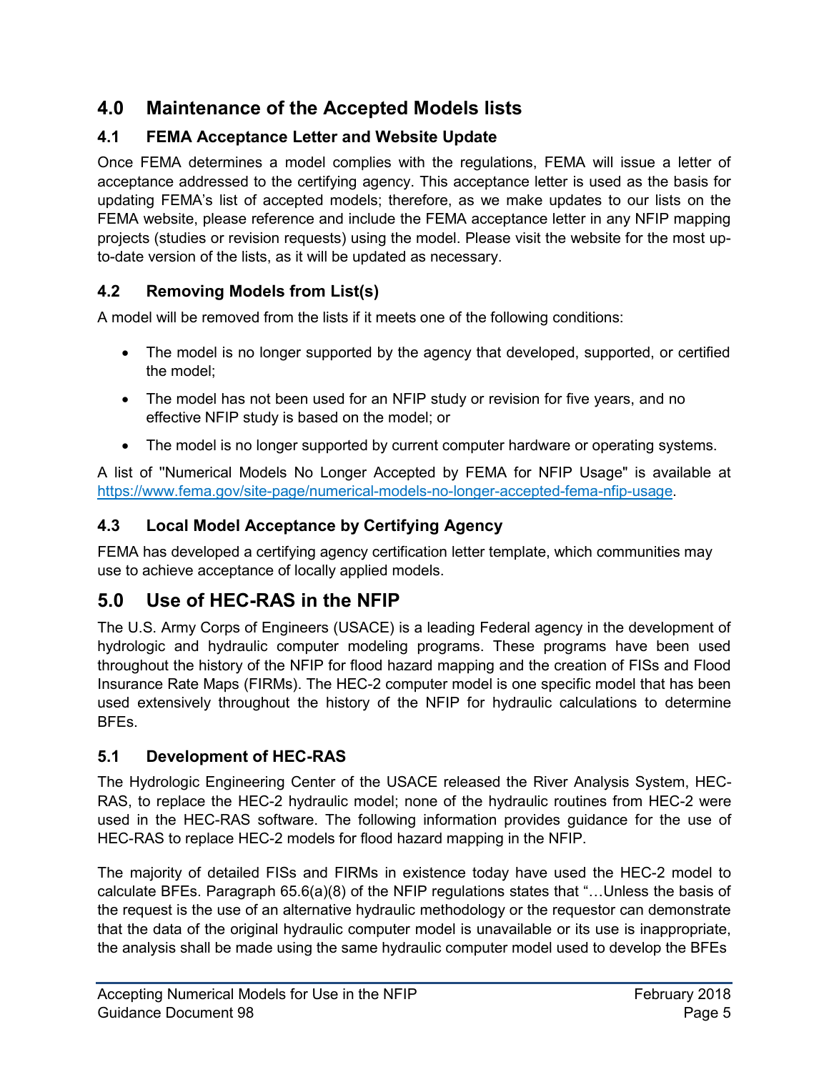## 4.0 Maintenance of the Accepted Models lists

### 4.1 FEMA Acceptance Letter and Website Update

Once FEMA determines a model complies with the regulations, FEMA will issue a letter of acceptance addressed to the certifying agency. This acceptance letter is used as the basis for updating FEMA's list of accepted models; therefore, as we make updates to our lists on the FEMA website, please reference and include the FEMA acceptance letter in any NFIP mapping projects (studies or revision requests) using the model. Please visit the website for the most up-to-date version of the lists, as it will be updated as necessary.

### 4.2 Removing Models from List(s)

A model will be removed from the lists if it meets one of the following conditions:

- The model is no longer supported by the agency that developed, supported, or certified the model;
- The model has not been used for an NFIP study or revision for five years, and no effective NFIP study is based on the model; or
- The model is no longer supported by current computer hardware or operating systems.

A list of "Numerical Models No Longer Accepted by FEMA for NFIP Usage" is available at [https://www.fema.gov/site-page/numerical-models-no-longer-accepted-fema-nfip-usage](https://www.fema.gov/site-page/numerical-models-no-longer-accepted-fema-nfip-usage).

### 4.3 Local Model Acceptance by Certifying Agency

FEMA has developed a certifying agency certification letter template, which communities may use to achieve acceptance of locally applied models.

## 5.0 Use of HEC-RAS in the NFIP

The U.S. Army Corps of Engineers (USACE) is a leading Federal agency in the development of hydrologic and hydraulic computer modeling programs. These programs have been used throughout the history of the NFIP for flood hazard mapping and the creation of FISs and Flood Insurance Rate Maps (FIRMs). The HEC-2 computer model is one specific model that has been used extensively throughout the history of the NFIP for hydraulic calculations to determine BFEs.

### 5.1 Development of HEC-RAS

The Hydrologic Engineering Center of the USACE released the River Analysis System, HEC-RAS, to replace the HEC-2 hydraulic model; none of the hydraulic routines from HEC-2 were used in the HEC-RAS software. The following information provides guidance for the use of HEC-RAS to replace HEC-2 models for flood hazard mapping in the NFIP.

The majority of detailed FISs and FIRMs in existence today have used the HEC-2 model to calculate BFEs. Paragraph 65.6(a)(8) of the NFIP regulations states that "…Unless the basis of the request is the use of an alternative hydraulic methodology or the requestor can demonstrate that the data of the original hydraulic computer model is unavailable or its use is inappropriate, the analysis shall be made using the same hydraulic computer model used to develop the BFEs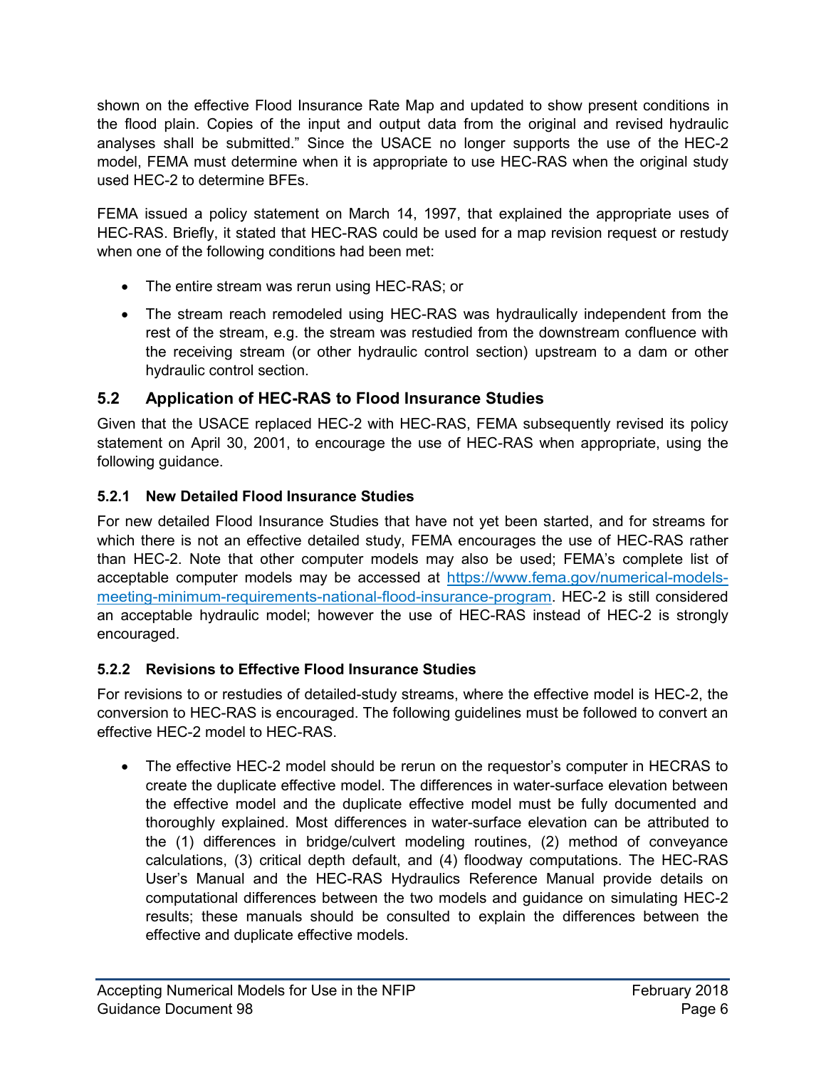shown on the effective Flood Insurance Rate Map and updated to show present conditions in the flood plain. Copies of the input and output data from the original and revised hydraulic analyses shall be submitted." Since the USACE no longer supports the use of the HEC-2 model, FEMA must determine when it is appropriate to use HEC-RAS when the original study used HEC-2 to determine BFEs.

FEMA issued a policy statement on March 14, 1997, that explained the appropriate uses of HEC-RAS. Briefly, it stated that HEC-RAS could be used for a map revision request or restudy when one of the following conditions had been met:

- The entire stream was rerun using HEC-RAS; or
- The stream reach remodeled using HEC-RAS was hydraulically independent from the rest of the stream, e.g. the stream was restudied from the downstream confluence with the receiving stream (or other hydraulic control section) upstream to a dam or other hydraulic control section.

## 5.2 Application of HEC-RAS to Flood Insurance Studies

Given that the USACE replaced HEC-2 with HEC-RAS, FEMA subsequently revised its policy statement on April 30, 2001, to encourage the use of HEC-RAS when appropriate, using the following guidance.

### 5.2.1 New Detailed Flood Insurance Studies

For new detailed Flood Insurance Studies that have not yet been started, and for streams for which there is not an effective detailed study, FEMA encourages the use of HEC-RAS rather than HEC-2. Note that other computer models may also be used; FEMA's complete list of acceptable computer models may be accessed at [https://www.fema.gov/numerical-models-meeting-minimum-requirements-national-flood-insurance-program](https://www.fema.gov/numerical-models-meeting-minimum-requirements-national-flood-insurance-program). HEC-2 is still considered an acceptable hydraulic model; however the use of HEC-RAS instead of HEC-2 is strongly encouraged.

### 5.2.2 Revisions to Effective Flood Insurance Studies

For revisions to or restudies of detailed-study streams, where the effective model is HEC-2, the conversion to HEC-RAS is encouraged. The following guidelines must be followed to convert an effective HEC-2 model to HEC-RAS.

- The effective HEC-2 model should be rerun on the requestor's computer in HECRAS to create the duplicate effective model. The differences in water-surface elevation between the effective model and the duplicate effective model must be fully documented and thoroughly explained. Most differences in water-surface elevation can be attributed to the (1) differences in bridge/culvert modeling routines, (2) method of conveyance calculations, (3) critical depth default, and (4) floodway computations. The HEC-RAS User's Manual and the HEC-RAS Hydraulics Reference Manual provide details on computational differences between the two models and guidance on simulating HEC-2 results; these manuals should be consulted to explain the differences between the effective and duplicate effective models.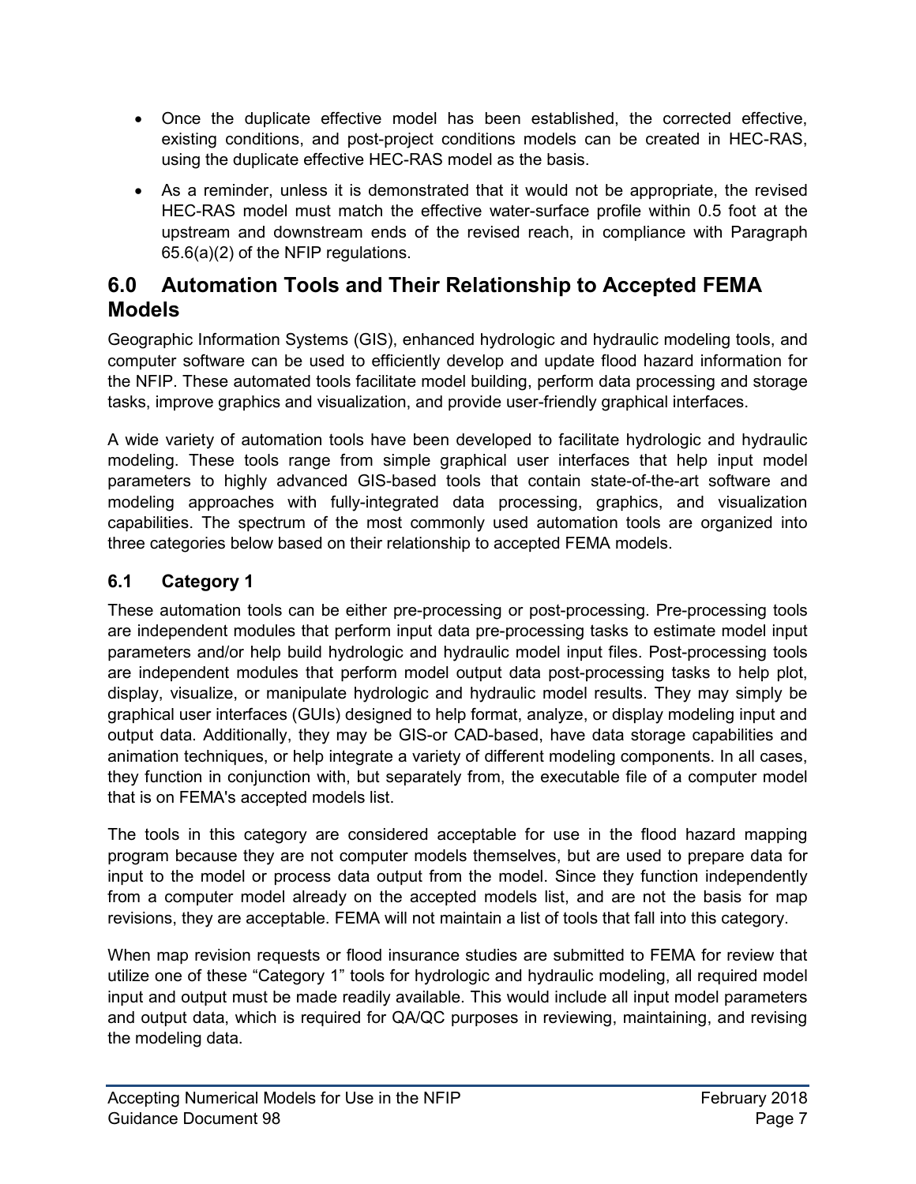- Once the duplicate effective model has been established, the corrected effective, existing conditions, and post-project conditions models can be created in HEC-RAS, using the duplicate effective HEC-RAS model as the basis.
- As a reminder, unless it is demonstrated that it would not be appropriate, the revised HEC-RAS model must match the effective water-surface profile within 0.5 foot at the upstream and downstream ends of the revised reach, in compliance with Paragraph 65.6(a)(2) of the NFIP regulations.

## 6.0 Automation Tools and Their Relationship to Accepted FEMA Models

Geographic Information Systems (GIS), enhanced hydrologic and hydraulic modeling tools, and computer software can be used to efficiently develop and update flood hazard information for the NFIP. These automated tools facilitate model building, perform data processing and storage tasks, improve graphics and visualization, and provide user-friendly graphical interfaces.

A wide variety of automation tools have been developed to facilitate hydrologic and hydraulic modeling. These tools range from simple graphical user interfaces that help input model parameters to highly advanced GIS-based tools that contain state-of-the-art software and modeling approaches with fully-integrated data processing, graphics, and visualization capabilities. The spectrum of the most commonly used automation tools are organized into three categories below based on their relationship to accepted FEMA models.

### 6.1 Category 1

These automation tools can be either pre-processing or post-processing. Pre-processing tools are independent modules that perform input data pre-processing tasks to estimate model input parameters and/or help build hydrologic and hydraulic model input files. Post-processing tools are independent modules that perform model output data post-processing tasks to help plot, display, visualize, or manipulate hydrologic and hydraulic model results. They may simply be graphical user interfaces (GUIs) designed to help format, analyze, or display modeling input and output data. Additionally, they may be GIS-or CAD-based, have data storage capabilities and animation techniques, or help integrate a variety of different modeling components. In all cases, they function in conjunction with, but separately from, the executable file of a computer model that is on FEMA's accepted models list.

The tools in this category are considered acceptable for use in the flood hazard mapping program because they are not computer models themselves, but are used to prepare data for input to the model or process data output from the model. Since they function independently from a computer model already on the accepted models list, and are not the basis for map revisions, they are acceptable. FEMA will not maintain a list of tools that fall into this category.

When map revision requests or flood insurance studies are submitted to FEMA for review that utilize one of these "Category 1" tools for hydrologic and hydraulic modeling, all required model input and output must be made readily available. This would include all input model parameters and output data, which is required for QA/QC purposes in reviewing, maintaining, and revising the modeling data.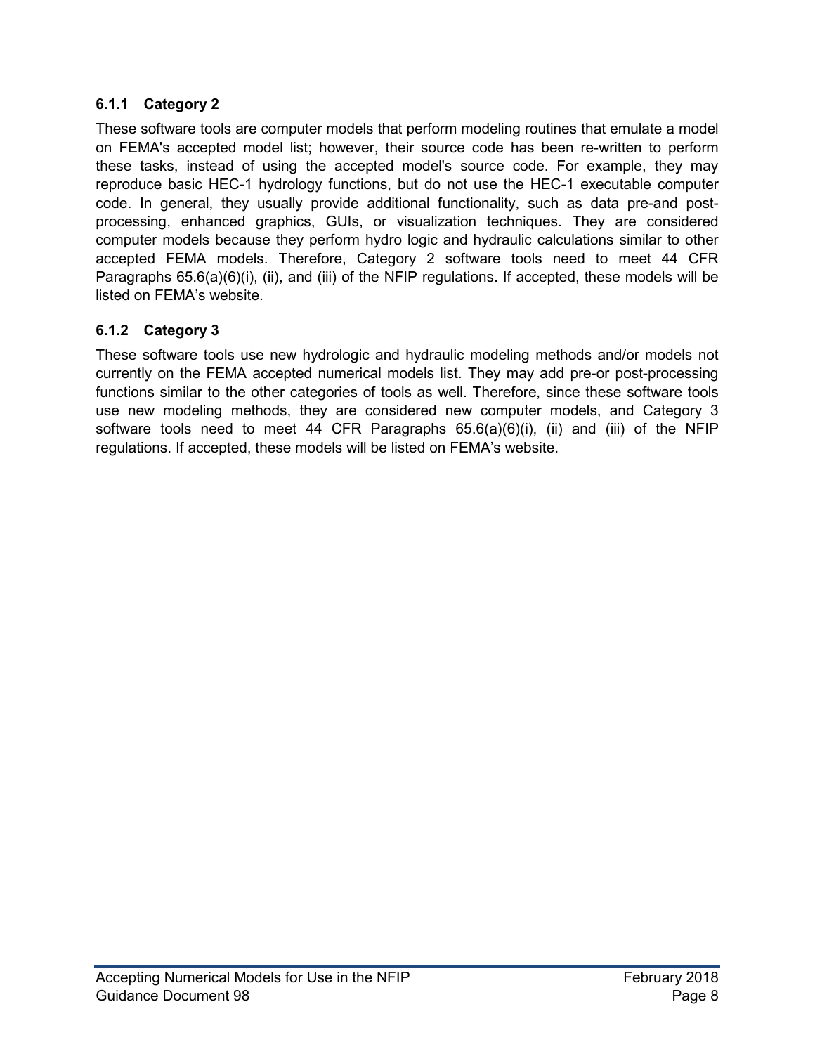### 6.1.1 Category 2

These software tools are computer models that perform modeling routines that emulate a model on FEMA's accepted model list; however, their source code has been re-written to perform these tasks, instead of using the accepted model's source code. For example, they may reproduce basic HEC-1 hydrology functions, but do not use the HEC-1 executable computer code. In general, they usually provide additional functionality, such as data pre-and post-processing, enhanced graphics, GUIs, or visualization techniques. They are considered computer models because they perform hydro logic and hydraulic calculations similar to other accepted FEMA models. Therefore, Category 2 software tools need to meet 44 CFR Paragraphs 65.6(a)(6)(i), (ii), and (iii) of the NFIP regulations. If accepted, these models will be listed on FEMA's website.

### 6.1.2 Category 3

These software tools use new hydrologic and hydraulic modeling methods and/or models not currently on the FEMA accepted numerical models list. They may add pre-or post-processing functions similar to the other categories of tools as well. Therefore, since these software tools use new modeling methods, they are considered new computer models, and Category 3 software tools need to meet 44 CFR Paragraphs 65.6(a)(6)(i), (ii) and (iii) of the NFIP regulations. If accepted, these models will be listed on FEMA's website.